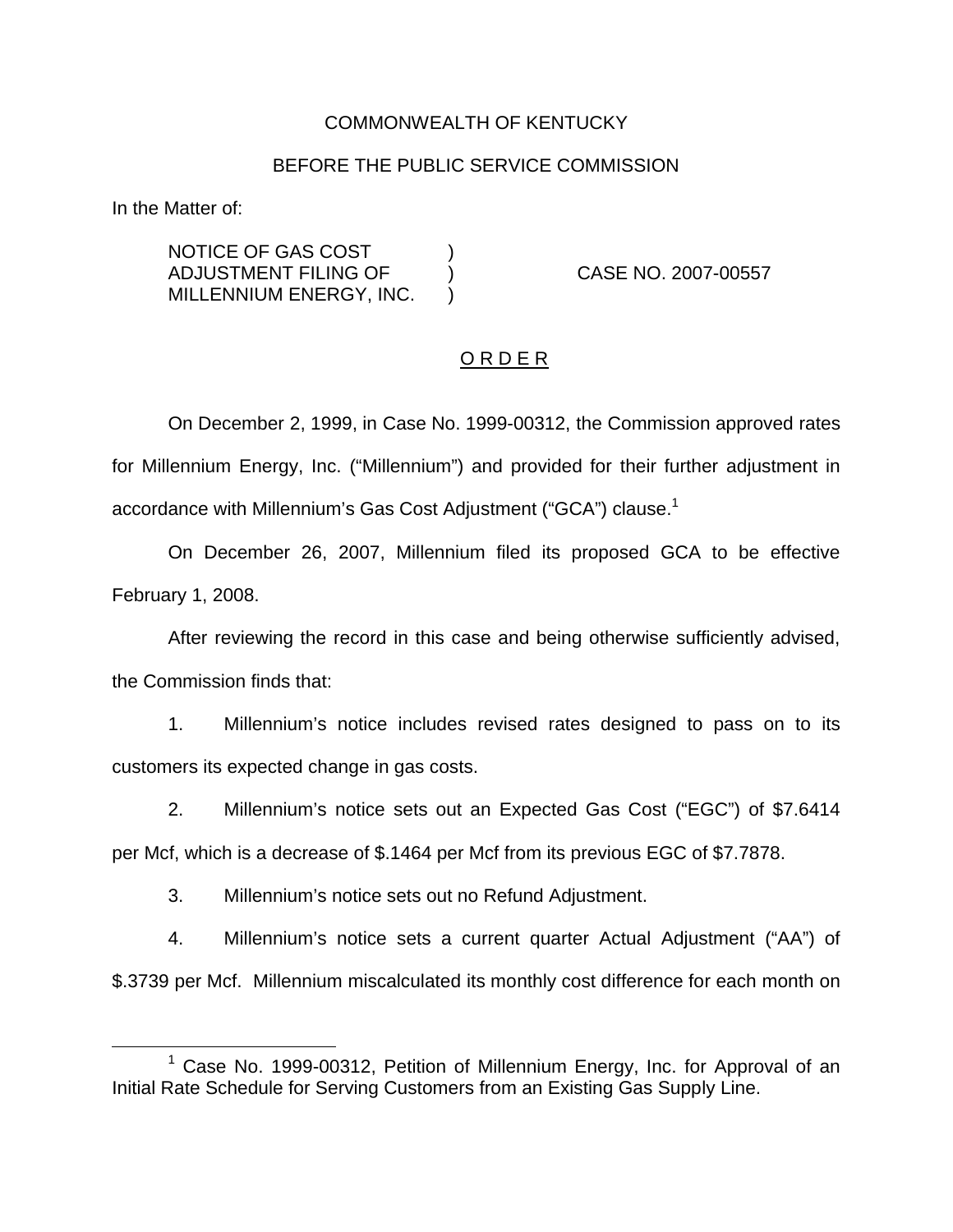COMMONWEALTH OF KENTUCKY

BEFORE THE PUBLIC SERVICE COMMISSION

In the Matter of:

NOTICE OF GAS COST ADJUSTMENT FILING OF MILLENNIUM ENERGY, INC. ) CASE NO. 2007-00557

O R D E R

On December 2, 1999, in Case No. 1999-00312, the Commission approved rates for Millennium Energy, Inc. ("Millennium") and provided for their further adjustment in accordance with Millennium's Gas Cost Adjustment ("GCA") clause.[1]

On December 26, 2007, Millennium filed its proposed GCA to be effective February 1, 2008.

After reviewing the record in this case and being otherwise sufficiently advised, the Commission finds that:

1. Millennium's notice includes revised rates designed to pass on to its customers its expected change in gas costs.

2. Millennium's notice sets out an Expected Gas Cost ("EGC") of $7.6414 per Mcf, which is a decrease of $.1464 per Mcf from its previous EGC of $7.7878.

3. Millennium's notice sets out no Refund Adjustment.

4. Millennium's notice sets a current quarter Actual Adjustment ("AA") of $.3739 per Mcf. Millennium miscalculated its monthly cost difference for each month on

[1] Case No. 1999-00312, Petition of Millennium Energy, Inc. for Approval of an Initial Rate Schedule for Serving Customers from an Existing Gas Supply Line.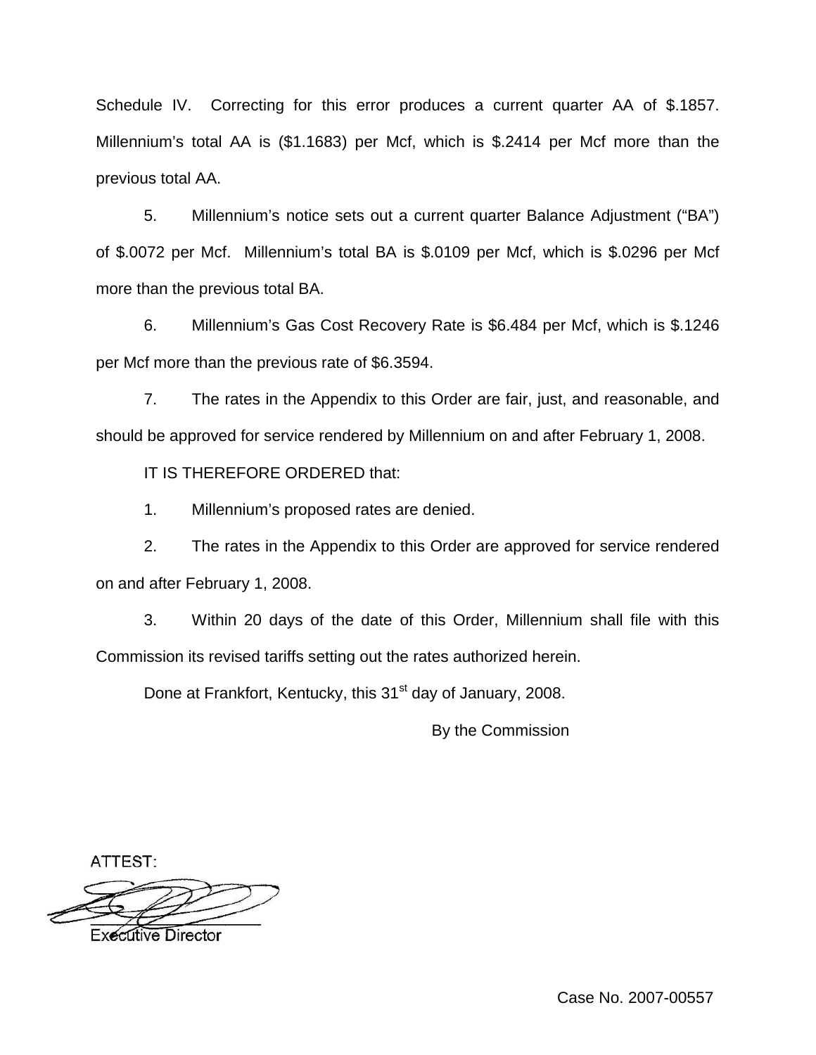Schedule IV. Correcting for this error produces a current quarter AA of $.1857. Millennium's total AA is ($1.1683) per Mcf, which is $.2414 per Mcf more than the previous total AA.

5. Millennium's notice sets out a current quarter Balance Adjustment ("BA") of $.0072 per Mcf. Millennium's total BA is $.0109 per Mcf, which is $.0296 per Mcf more than the previous total BA.

6. Millennium's Gas Cost Recovery Rate is $6.484 per Mcf, which is $.1246 per Mcf more than the previous rate of $6.3594.

7. The rates in the Appendix to this Order are fair, just, and reasonable, and should be approved for service rendered by Millennium on and after February 1, 2008.

IT IS THEREFORE ORDERED that:

1. Millennium's proposed rates are denied.

2. The rates in the Appendix to this Order are approved for service rendered on and after February 1, 2008.

3. Within 20 days of the date of this Order, Millennium shall file with this Commission its revised tariffs setting out the rates authorized herein.

Done at Frankfort, Kentucky, this 31st day of January, 2008.

By the Commission

ATTEST:

Executive Director

Case No. 2007-00557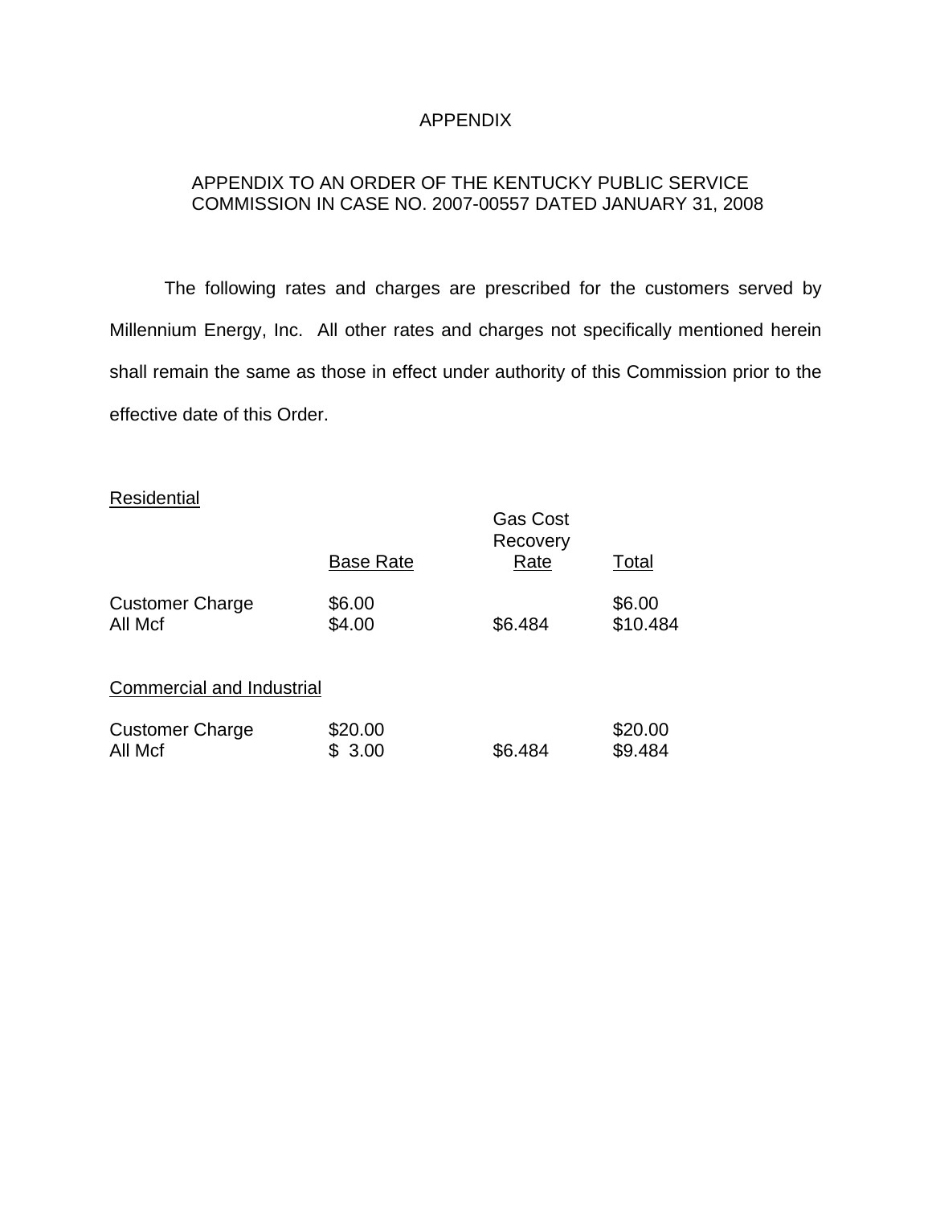APPENDIX

APPENDIX TO AN ORDER OF THE KENTUCKY PUBLIC SERVICE COMMISSION IN CASE NO. 2007-00557 DATED JANUARY 31, 2008

The following rates and charges are prescribed for the customers served by Millennium Energy, Inc. All other rates and charges not specifically mentioned herein shall remain the same as those in effect under authority of this Commission prior to the effective date of this Order.

Residential

| | Base Rate | Gas Cost Recovery Rate | Total |
|---|---|---|---|
| Customer Charge | $6.00 | | $6.00 |
| All Mcf | $4.00 | $6.484 | $10.484 |

Commercial and Industrial

| | Base Rate | Gas Cost Recovery Rate | Total |
|---|---|---|---|
| Customer Charge | $20.00 | | $20.00 |
| All Mcf | $ 3.00 | $6.484 | $9.484 |